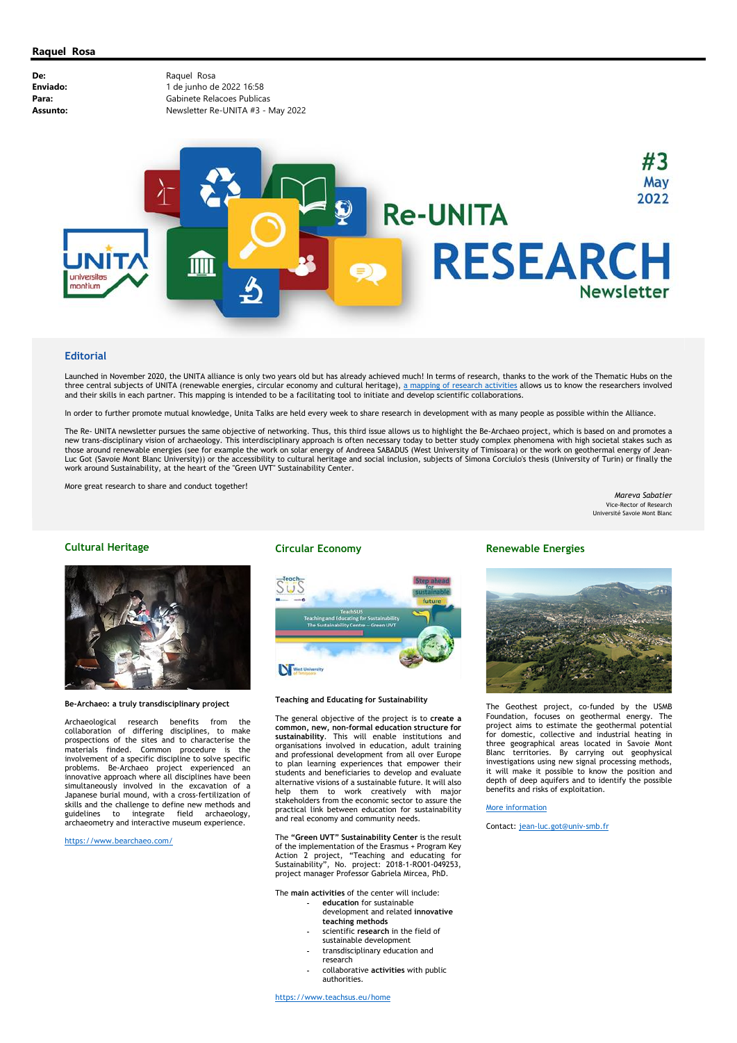**Raquel Rosa**

| | |
|---|---|
| **De:** | Raquel Rosa |
| **Enviado:** | 1 de junho de 2022 16:58 |
| **Para:** | Gabinete Relacoes Publicas |
| **Assunto:** | Newsletter Re-UNITA #3 - May 2022 |

# Re-UNITA RESEARCH Newsletter

#3 May 2022

## Editorial

Launched in November 2020, the UNITA alliance is only two years old but has already achieved much! In terms of research, thanks to the work of the Thematic Hubs on the three central subjects of UNITA (renewable energies, circular economy and cultural heritage), a mapping of research activities allows us to know the researchers involved and their skills in each partner. This mapping is intended to be a facilitating tool to initiate and develop scientific collaborations.

In order to further promote mutual knowledge, Unita Talks are held every week to share research in development with as many people as possible within the Alliance.

The Re- UNITA newsletter pursues the same objective of networking. Thus, this third issue allows us to highlight the Be-Archaeo project, which is based on and promotes a new trans-disciplinary vision of archaeology. This interdisciplinary approach is often necessary today to better study complex phenomena with high societal stakes such as those around renewable energies (see for example the work on solar energy of Andreea SABADUS (West University of Timisoara) or the work on geothermal energy of Jean-Luc Got (Savoie Mont Blanc University)) or the accessibility to cultural heritage and social inclusion, subjects of Simona Corciulo's thesis (University of Turin) or finally the work around Sustainability, at the heart of the "Green UVT" Sustainability Center.

More great research to share and conduct together!

*Mareva Sabatier*
Vice-Rector of Research
Université Savoie Mont Blanc

## Cultural Heritage

**Be-Archaeo: a truly transdisciplinary project**

Archaeological research benefits from the collaboration of differing disciplines, to make prospections of the sites and to characterise the materials finded. Common procedure is the involvement of a specific discipline to solve specific problems. Be-Archaeo project experienced an innovative approach where all disciplines have been simultaneously involved in the excavation of a Japanese burial mound, with a cross-fertilization of skills and the challenge to define new methods and guidelines to integrate field archaeology, archaeometry and interactive museum experience.

https://www.bearchaeo.com/

## Circular Economy

**Teaching and Educating for Sustainability**

The general objective of the project is to **create a common, new, non-formal education structure for sustainability**. This will enable institutions and organisations involved in education, adult training and professional development from all over Europe to plan learning experiences that empower their students and beneficiaries to develop and evaluate alternative visions of a sustainable future. It will also help them to work creatively with major stakeholders from the economic sector to assure the practical link between education for sustainability and real economy and community needs.

The **"Green UVT" Sustainability Center** is the result of the implementation of the Erasmus + Program Key Action 2 project, "Teaching and educating for Sustainability", No. project: 2018-1-RO01-049253, project manager Professor Gabriela Mircea, PhD.

The **main activities** of the center will include:

- **education** for sustainable development and related **innovative teaching methods**
- scientific **research** in the field of sustainable development
- transdisciplinary education and research
- collaborative **activities** with public authorities.

https://www.teachsus.eu/home

## Renewable Energies

The Geothest project, co-funded by the USMB Foundation, focuses on geothermal energy. The project aims to estimate the geothermal potential for domestic, collective and industrial heating in three geographical areas located in Savoie Mont Blanc territories. By carrying out geophysical investigations using new signal processing methods, it will make it possible to know the position and depth of deep aquifers and to identify the possible benefits and risks of exploitation.

More information

Contact: jean-luc.got@univ-smb.fr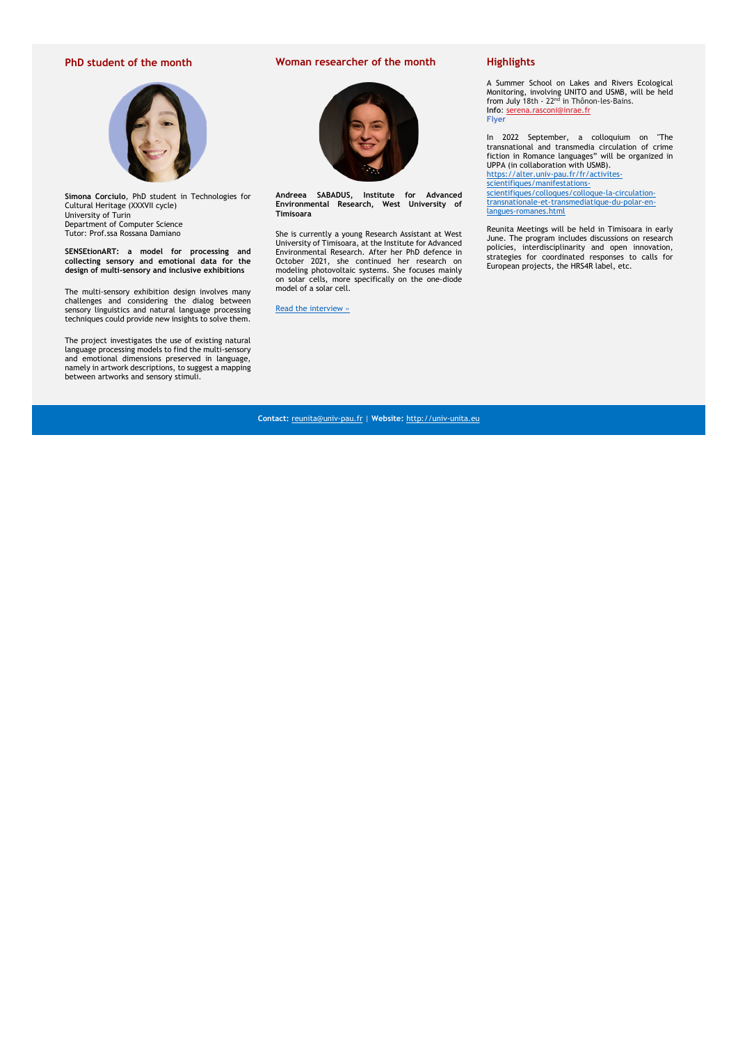## PhD student of the month

**Simona Corciulo**, PhD student in Technologies for Cultural Heritage (XXXVII cycle)
University of Turin
Department of Computer Science
Tutor: Prof.ssa Rossana Damiano

**SENSEtionART: a model for processing and collecting sensory and emotional data for the design of multi-sensory and inclusive exhibitions**

The multi-sensory exhibition design involves many challenges and considering the dialog between sensory linguistics and natural language processing techniques could provide new insights to solve them.

The project investigates the use of existing natural language processing models to find the multi-sensory and emotional dimensions preserved in language, namely in artwork descriptions, to suggest a mapping between artworks and sensory stimuli.

## Woman researcher of the month

**Andreea SABADUS, Institute for Advanced Environmental Research, West University of Timisoara**

She is currently a young Research Assistant at West University of Timisoara, at the Institute for Advanced Environmental Research. After her PhD defence in October 2021, she continued her research on modeling photovoltaic systems. She focuses mainly on solar cells, more specifically on the one-diode model of a solar cell.

Read the interview »

## Highlights

A Summer School on Lakes and Rivers Ecological Monitoring, involving UNITO and USMB, will be held from July 18th - 22nd in Thônon-les-Bains.
Info: serena.rasconi@inrae.fr
**Flyer**

In 2022 September, a colloquium on "The transnational and transmedia circulation of crime fiction in Romance languages" will be organized in UPPA (in collaboration with USMB).
https://alter.univ-pau.fr/fr/activites-scientifiques/manifestations-scientifiques/colloques/colloque-la-circulation-transnationale-et-transmediatique-du-polar-en-langues-romanes.html

Reunita Meetings will be held in Timisoara in early June. The program includes discussions on research policies, interdisciplinarity and open innovation, strategies for coordinated responses to calls for European projects, the HRS4R label, etc.

**Contact:** reunita@univ-pau.fr | **Website:** http://univ-unita.eu